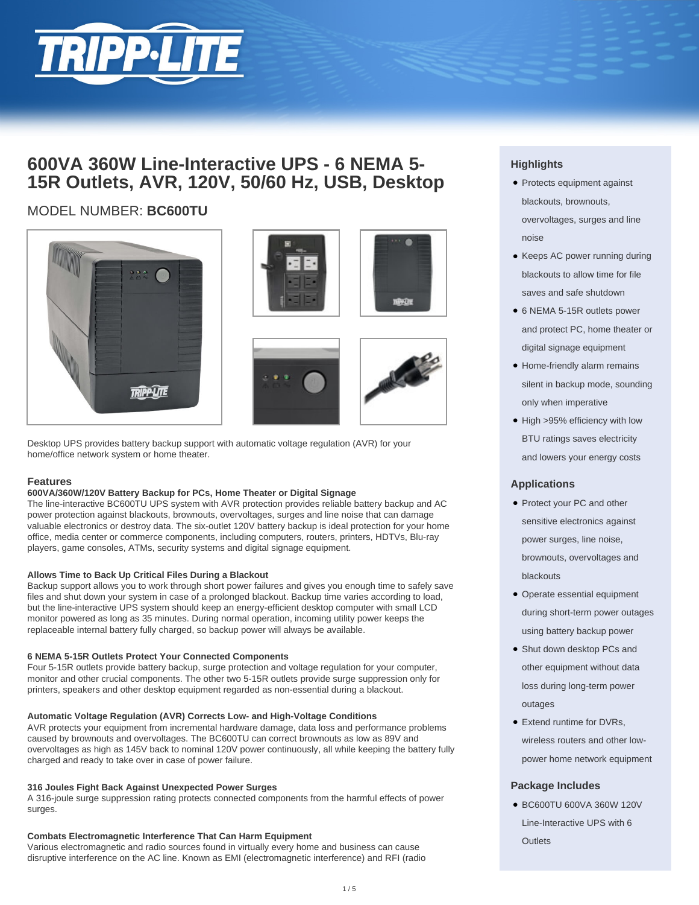# 600VA 360W Line-Interactive UPS - 6 NEMA 5-15R Outlets, AVR, 120V, 50/60 Hz, USB, Desktop

MODEL NUMBER: **BC600TU**

Desktop UPS provides battery backup support with automatic voltage regulation (AVR) for your home/office network system or home theater.

## Features

### 600VA/360W/120V Battery Backup for PCs, Home Theater or Digital Signage

The line-interactive BC600TU UPS system with AVR protection provides reliable battery backup and AC power protection against blackouts, brownouts, overvoltages, surges and line noise that can damage valuable electronics or destroy data. The six-outlet 120V battery backup is ideal protection for your home office, media center or commerce components, including computers, routers, printers, HDTVs, Blu-ray players, game consoles, ATMs, security systems and digital signage equipment.

### Allows Time to Back Up Critical Files During a Blackout

Backup support allows you to work through short power failures and gives you enough time to safely save files and shut down your system in case of a prolonged blackout. Backup time varies according to load, but the line-interactive UPS system should keep an energy-efficient desktop computer with small LCD monitor powered as long as 35 minutes. During normal operation, incoming utility power keeps the replaceable internal battery fully charged, so backup power will always be available.

### 6 NEMA 5-15R Outlets Protect Your Connected Components

Four 5-15R outlets provide battery backup, surge protection and voltage regulation for your computer, monitor and other crucial components. The other two 5-15R outlets provide surge suppression only for printers, speakers and other desktop equipment regarded as non-essential during a blackout.

### Automatic Voltage Regulation (AVR) Corrects Low- and High-Voltage Conditions

AVR protects your equipment from incremental hardware damage, data loss and performance problems caused by brownouts and overvoltages. The BC600TU can correct brownouts as low as 89V and overvoltages as high as 145V back to nominal 120V power continuously, all while keeping the battery fully charged and ready to take over in case of power failure.

### 316 Joules Fight Back Against Unexpected Power Surges

A 316-joule surge suppression rating protects connected components from the harmful effects of power surges.

### Combats Electromagnetic Interference That Can Harm Equipment

Various electromagnetic and radio sources found in virtually every home and business can cause disruptive interference on the AC line. Known as EMI (electromagnetic interference) and RFI (radio

## Highlights

- Protects equipment against blackouts, brownouts, overvoltages, surges and line noise
- Keeps AC power running during blackouts to allow time for file saves and safe shutdown
- 6 NEMA 5-15R outlets power and protect PC, home theater or digital signage equipment
- Home-friendly alarm remains silent in backup mode, sounding only when imperative
- High >95% efficiency with low BTU ratings saves electricity and lowers your energy costs

## Applications

- Protect your PC and other sensitive electronics against power surges, line noise, brownouts, overvoltages and blackouts
- Operate essential equipment during short-term power outages using battery backup power
- Shut down desktop PCs and other equipment without data loss during long-term power outages
- Extend runtime for DVRs, wireless routers and other low-power home network equipment

## Package Includes

- BC600TU 600VA 360W 120V Line-Interactive UPS with 6 Outlets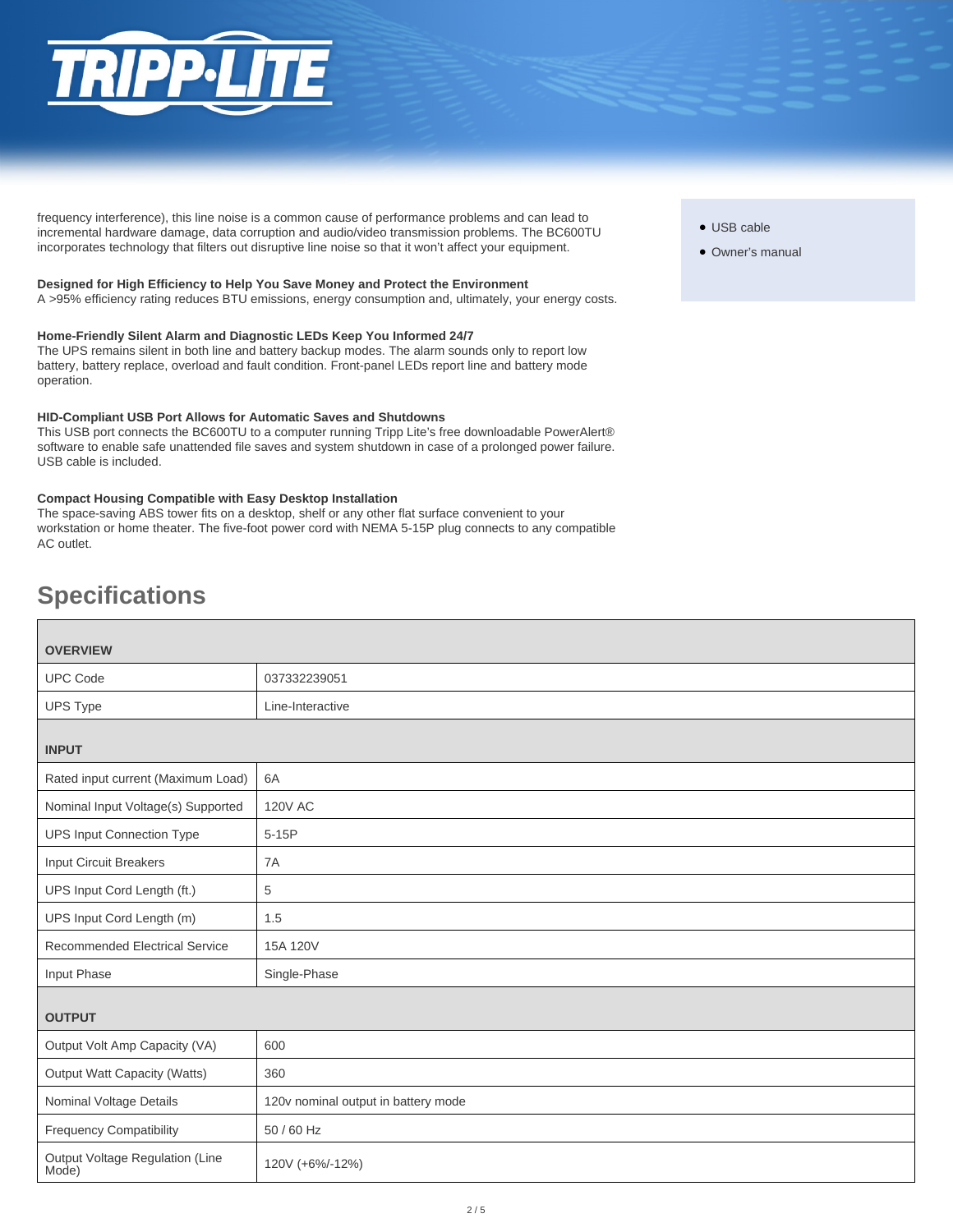frequency interference), this line noise is a common cause of performance problems and can lead to incremental hardware damage, data corruption and audio/video transmission problems. The BC600TU incorporates technology that filters out disruptive line noise so that it won't affect your equipment.

**Designed for High Efficiency to Help You Save Money and Protect the Environment**
A >95% efficiency rating reduces BTU emissions, energy consumption and, ultimately, your energy costs.

**Home-Friendly Silent Alarm and Diagnostic LEDs Keep You Informed 24/7**
The UPS remains silent in both line and battery backup modes. The alarm sounds only to report low battery, battery replace, overload and fault condition. Front-panel LEDs report line and battery mode operation.

**HID-Compliant USB Port Allows for Automatic Saves and Shutdowns**
This USB port connects the BC600TU to a computer running Tripp Lite's free downloadable PowerAlert® software to enable safe unattended file saves and system shutdown in case of a prolonged power failure. USB cable is included.

**Compact Housing Compatible with Easy Desktop Installation**
The space-saving ABS tower fits on a desktop, shelf or any other flat surface convenient to your workstation or home theater. The five-foot power cord with NEMA 5-15P plug connects to any compatible AC outlet.

- USB cable
- Owner's manual

## Specifications

| OVERVIEW | |
|---|---|
| UPC Code | 037332239051 |
| UPS Type | Line-Interactive |
| **INPUT** | |
| Rated input current (Maximum Load) | 6A |
| Nominal Input Voltage(s) Supported | 120V AC |
| UPS Input Connection Type | 5-15P |
| Input Circuit Breakers | 7A |
| UPS Input Cord Length (ft.) | 5 |
| UPS Input Cord Length (m) | 1.5 |
| Recommended Electrical Service | 15A 120V |
| Input Phase | Single-Phase |
| **OUTPUT** | |
| Output Volt Amp Capacity (VA) | 600 |
| Output Watt Capacity (Watts) | 360 |
| Nominal Voltage Details | 120v nominal output in battery mode |
| Frequency Compatibility | 50 / 60 Hz |
| Output Voltage Regulation (Line Mode) | 120V (+6%/-12%) |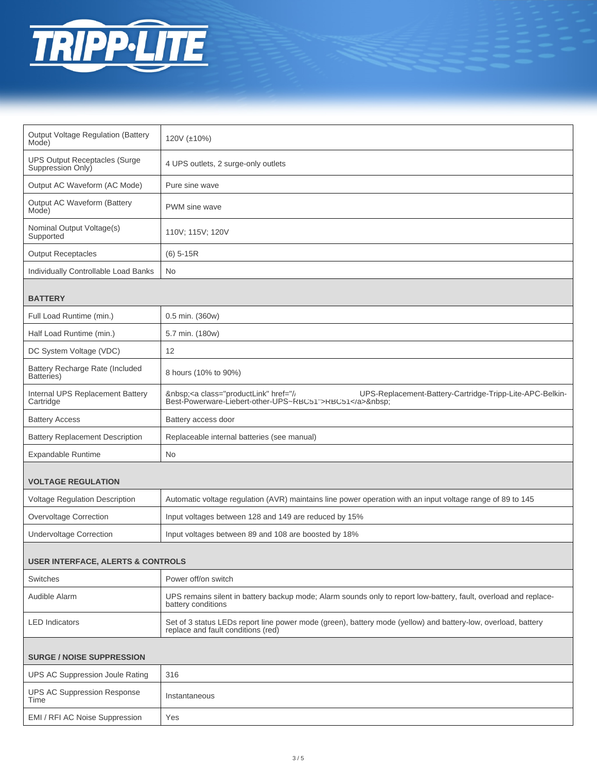| | |
|---|---|
| Output Voltage Regulation (Battery Mode) | 120V (±10%) |
| UPS Output Receptacles (Surge Suppression Only) | 4 UPS outlets, 2 surge-only outlets |
| Output AC Waveform (AC Mode) | Pure sine wave |
| Output AC Waveform (Battery Mode) | PWM sine wave |
| Nominal Output Voltage(s) Supported | 110V; 115V; 120V |
| Output Receptacles | (6) 5-15R |
| Individually Controllable Load Banks | No |
| **BATTERY** | |
| Full Load Runtime (min.) | 0.5 min. (360w) |
| Half Load Runtime (min.) | 5.7 min. (180w) |
| DC System Voltage (VDC) | 12 |
| Battery Recharge Rate (Included Batteries) | 8 hours (10% to 90%) |
| Internal UPS Replacement Battery Cartridge | &nbsp;<a class="productLink" href="/ UPS-Replacement-Battery-Cartridge-Tripp-Lite-APC-Belkin-Best-Powerware-Liebert-other-UPS~RBC51">RBC51</a>&nbsp; |
| Battery Access | Battery access door |
| Battery Replacement Description | Replaceable internal batteries (see manual) |
| Expandable Runtime | No |
| **VOLTAGE REGULATION** | |
| Voltage Regulation Description | Automatic voltage regulation (AVR) maintains line power operation with an input voltage range of 89 to 145 |
| Overvoltage Correction | Input voltages between 128 and 149 are reduced by 15% |
| Undervoltage Correction | Input voltages between 89 and 108 are boosted by 18% |
| **USER INTERFACE, ALERTS & CONTROLS** | |
| Switches | Power off/on switch |
| Audible Alarm | UPS remains silent in battery backup mode; Alarm sounds only to report low-battery, fault, overload and replace-battery conditions |
| LED Indicators | Set of 3 status LEDs report line power mode (green), battery mode (yellow) and battery-low, overload, battery replace and fault conditions (red) |
| **SURGE / NOISE SUPPRESSION** | |
| UPS AC Suppression Joule Rating | 316 |
| UPS AC Suppression Response Time | Instantaneous |
| EMI / RFI AC Noise Suppression | Yes |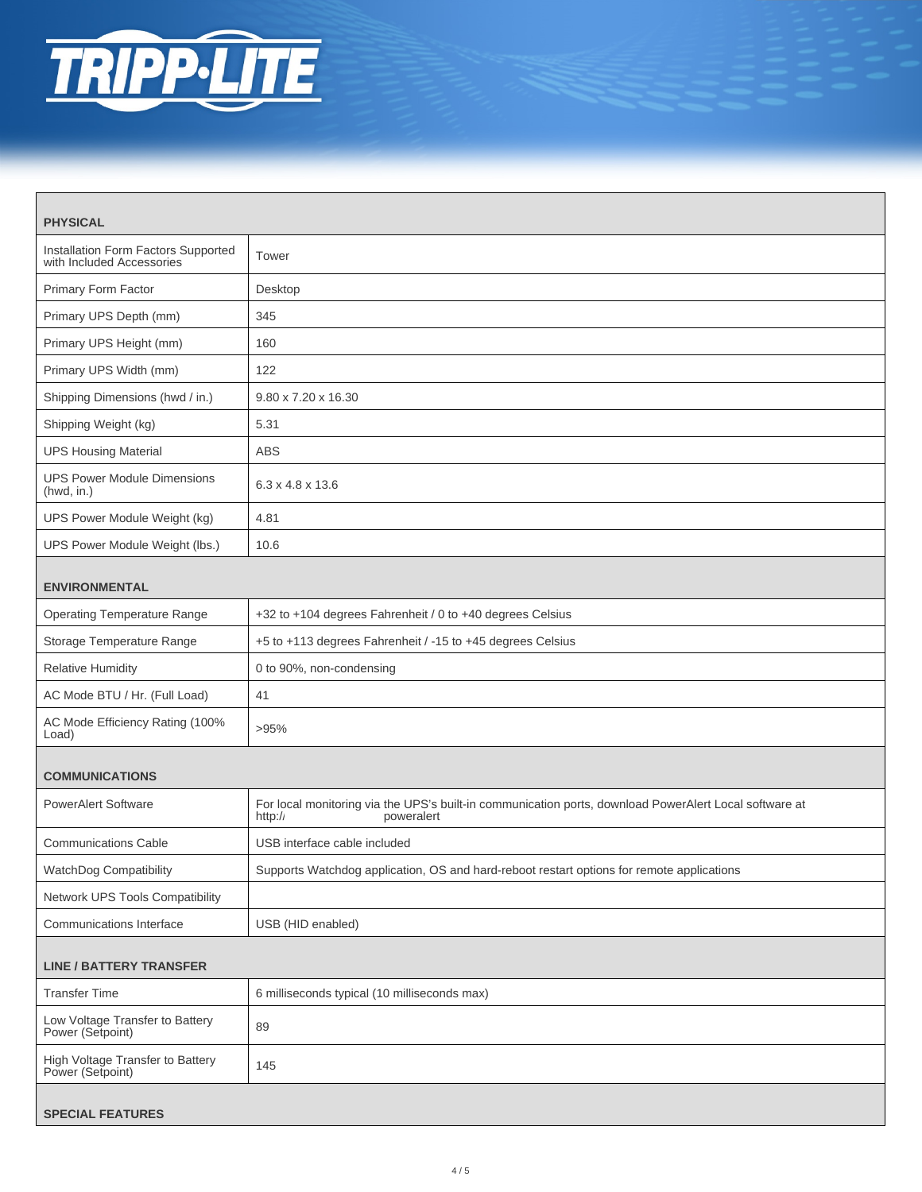**TRIPP·LITE**

| **PHYSICAL** | |
|---|---|
| Installation Form Factors Supported with Included Accessories | Tower |
| Primary Form Factor | Desktop |
| Primary UPS Depth (mm) | 345 |
| Primary UPS Height (mm) | 160 |
| Primary UPS Width (mm) | 122 |
| Shipping Dimensions (hwd / in.) | 9.80 x 7.20 x 16.30 |
| Shipping Weight (kg) | 5.31 |
| UPS Housing Material | ABS |
| UPS Power Module Dimensions (hwd, in.) | 6.3 x 4.8 x 13.6 |
| UPS Power Module Weight (kg) | 4.81 |
| UPS Power Module Weight (lbs.) | 10.6 |
| **ENVIRONMENTAL** | |
| Operating Temperature Range | +32 to +104 degrees Fahrenheit / 0 to +40 degrees Celsius |
| Storage Temperature Range | +5 to +113 degrees Fahrenheit / -15 to +45 degrees Celsius |
| Relative Humidity | 0 to 90%, non-condensing |
| AC Mode BTU / Hr. (Full Load) | 41 |
| AC Mode Efficiency Rating (100% Load) | >95% |
| **COMMUNICATIONS** | |
| PowerAlert Software | For local monitoring via the UPS's built-in communication ports, download PowerAlert Local software at http:// poweralert |
| Communications Cable | USB interface cable included |
| WatchDog Compatibility | Supports Watchdog application, OS and hard-reboot restart options for remote applications |
| Network UPS Tools Compatibility | |
| Communications Interface | USB (HID enabled) |
| **LINE / BATTERY TRANSFER** | |
| Transfer Time | 6 milliseconds typical (10 milliseconds max) |
| Low Voltage Transfer to Battery Power (Setpoint) | 89 |
| High Voltage Transfer to Battery Power (Setpoint) | 145 |
| **SPECIAL FEATURES** | |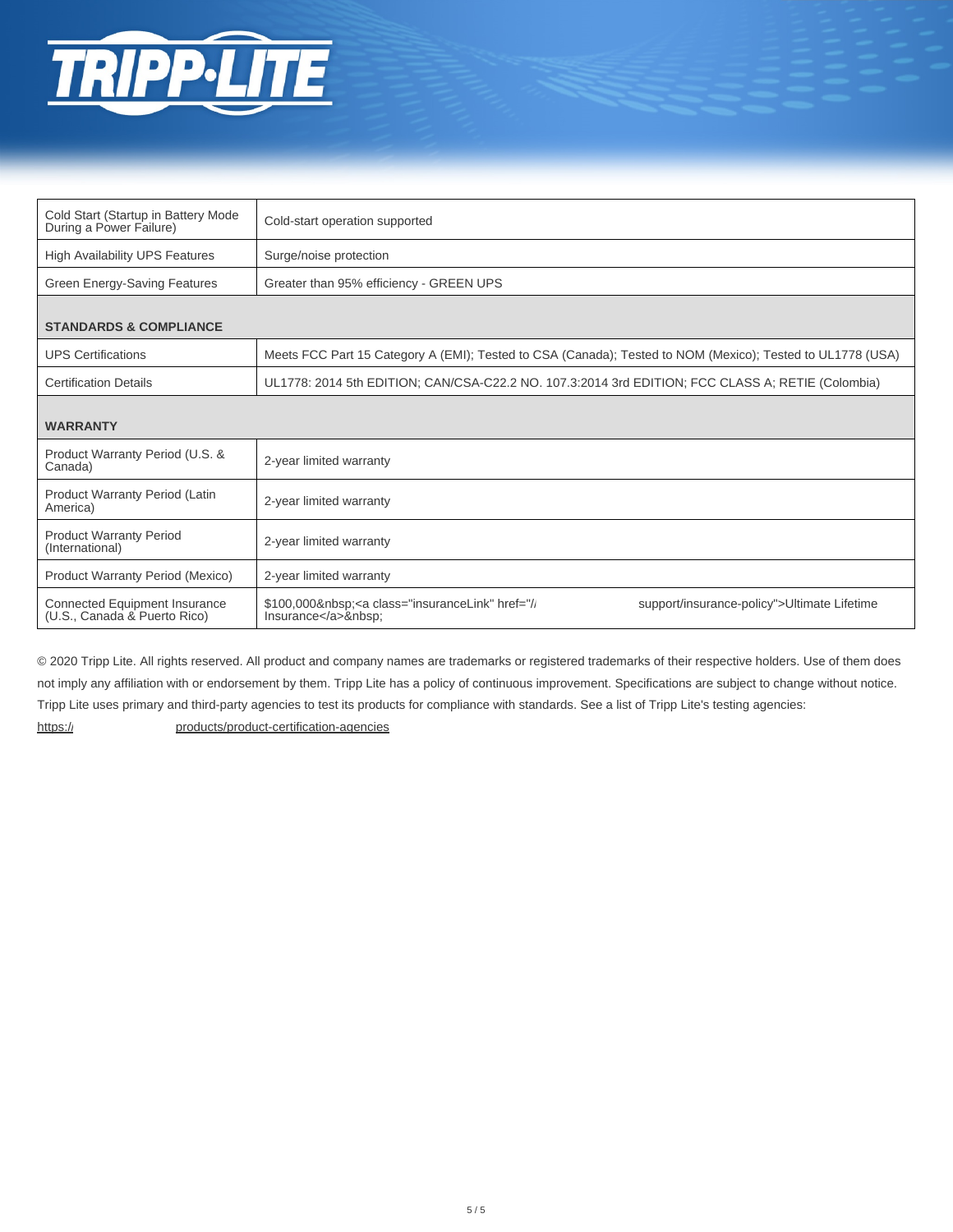| | |
|---|---|
| Cold Start (Startup in Battery Mode During a Power Failure) | Cold-start operation supported |
| High Availability UPS Features | Surge/noise protection |
| Green Energy-Saving Features | Greater than 95% efficiency - GREEN UPS |
| **STANDARDS & COMPLIANCE** | |
| UPS Certifications | Meets FCC Part 15 Category A (EMI); Tested to CSA (Canada); Tested to NOM (Mexico); Tested to UL1778 (USA) |
| Certification Details | UL1778: 2014 5th EDITION; CAN/CSA-C22.2 NO. 107.3:2014 3rd EDITION; FCC CLASS A; RETIE (Colombia) |
| **WARRANTY** | |
| Product Warranty Period (U.S. & Canada) | 2-year limited warranty |
| Product Warranty Period (Latin America) | 2-year limited warranty |
| Product Warranty Period (International) | 2-year limited warranty |
| Product Warranty Period (Mexico) | 2-year limited warranty |
| Connected Equipment Insurance (U.S., Canada & Puerto Rico) | $100,000&nbsp;<a class="insuranceLink" href="/i support/insurance-policy">Ultimate Lifetime Insurance</a>&nbsp; |

© 2020 Tripp Lite. All rights reserved. All product and company names are trademarks or registered trademarks of their respective holders. Use of them does not imply any affiliation with or endorsement by them. Tripp Lite has a policy of continuous improvement. Specifications are subject to change without notice. Tripp Lite uses primary and third-party agencies to test its products for compliance with standards. See a list of Tripp Lite's testing agencies: https:// products/product-certification-agencies